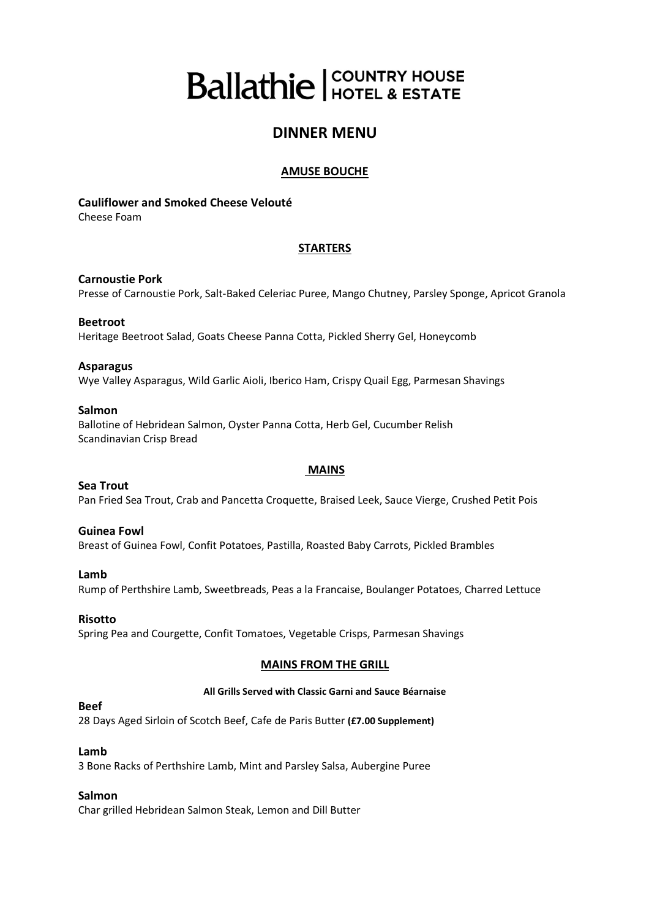# Ballathie | COUNTRY HOUSE HOTEL & ESTATE

## DINNER MENU

### AMUSE BOUCHE

**Cauliflower and Smoked Cheese Velouté**
Cheese Foam

### STARTERS

**Carnoustie Pork**
Presse of Carnoustie Pork, Salt-Baked Celeriac Puree, Mango Chutney, Parsley Sponge, Apricot Granola

**Beetroot**
Heritage Beetroot Salad, Goats Cheese Panna Cotta, Pickled Sherry Gel, Honeycomb

**Asparagus**
Wye Valley Asparagus, Wild Garlic Aioli, Iberico Ham, Crispy Quail Egg, Parmesan Shavings

**Salmon**
Ballotine of Hebridean Salmon, Oyster Panna Cotta, Herb Gel, Cucumber Relish
Scandinavian Crisp Bread

### MAINS

**Sea Trout**
Pan Fried Sea Trout, Crab and Pancetta Croquette, Braised Leek, Sauce Vierge, Crushed Petit Pois

**Guinea Fowl**
Breast of Guinea Fowl, Confit Potatoes, Pastilla, Roasted Baby Carrots, Pickled Brambles

**Lamb**
Rump of Perthshire Lamb, Sweetbreads, Peas a la Francaise, Boulanger Potatoes, Charred Lettuce

**Risotto**
Spring Pea and Courgette, Confit Tomatoes, Vegetable Crisps, Parmesan Shavings

### MAINS FROM THE GRILL

**All Grills Served with Classic Garni and Sauce Béarnaise**

**Beef**
28 Days Aged Sirloin of Scotch Beef, Cafe de Paris Butter **(£7.00 Supplement)**

**Lamb**
3 Bone Racks of Perthshire Lamb, Mint and Parsley Salsa, Aubergine Puree

**Salmon**
Char grilled Hebridean Salmon Steak, Lemon and Dill Butter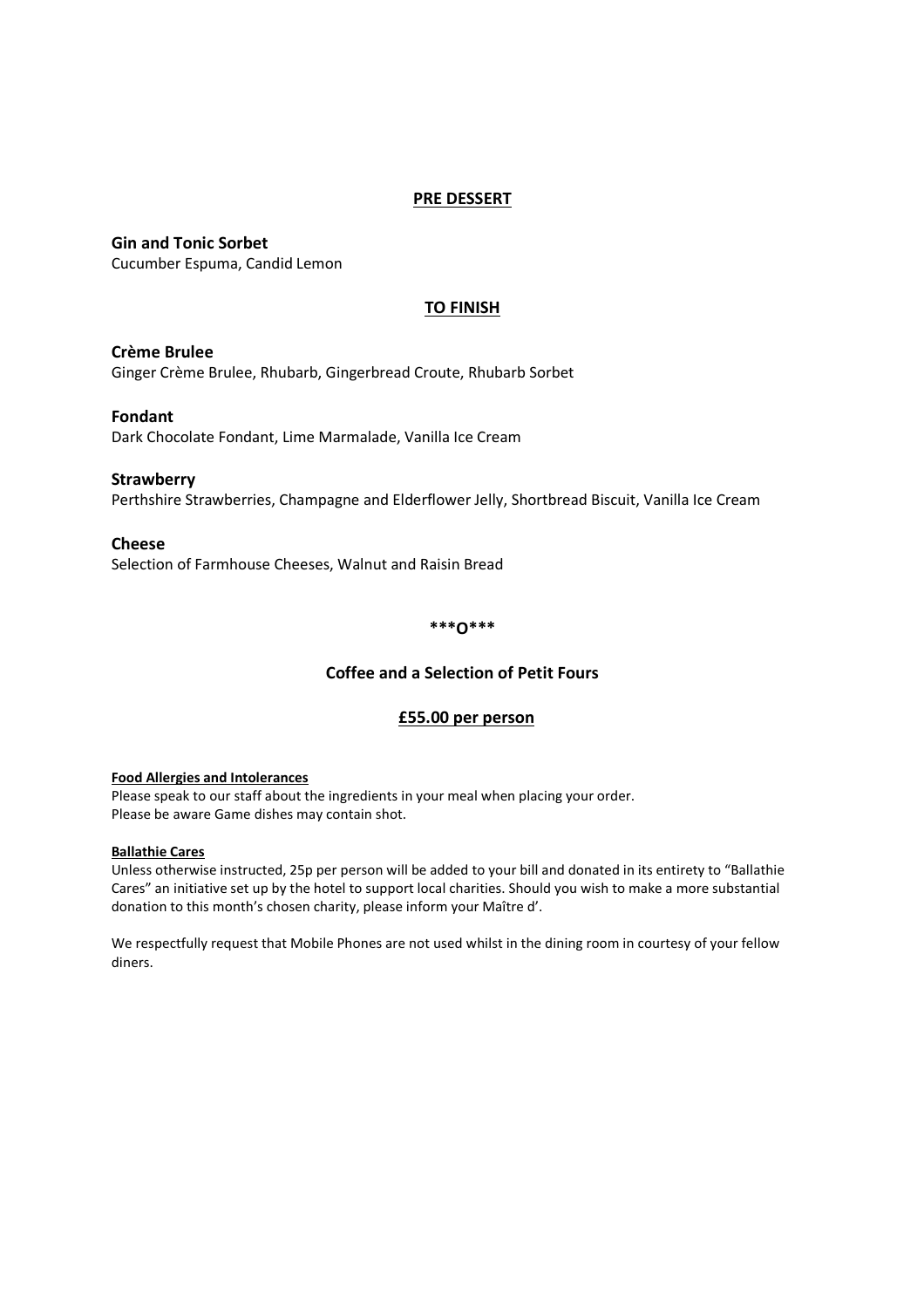## PRE DESSERT

**Gin and Tonic Sorbet**
Cucumber Espuma, Candid Lemon

## TO FINISH

**Crème Brulee**
Ginger Crème Brulee, Rhubarb, Gingerbread Croute, Rhubarb Sorbet

**Fondant**
Dark Chocolate Fondant, Lime Marmalade, Vanilla Ice Cream

**Strawberry**
Perthshire Strawberries, Champagne and Elderflower Jelly, Shortbread Biscuit, Vanilla Ice Cream

**Cheese**
Selection of Farmhouse Cheeses, Walnut and Raisin Bread

***O***

**Coffee and a Selection of Petit Fours**

**£55.00 per person**

**Food Allergies and Intolerances**
Please speak to our staff about the ingredients in your meal when placing your order.
Please be aware Game dishes may contain shot.

**Ballathie Cares**
Unless otherwise instructed, 25p per person will be added to your bill and donated in its entirety to "Ballathie Cares" an initiative set up by the hotel to support local charities. Should you wish to make a more substantial donation to this month's chosen charity, please inform your Maître d'.

We respectfully request that Mobile Phones are not used whilst in the dining room in courtesy of your fellow diners.